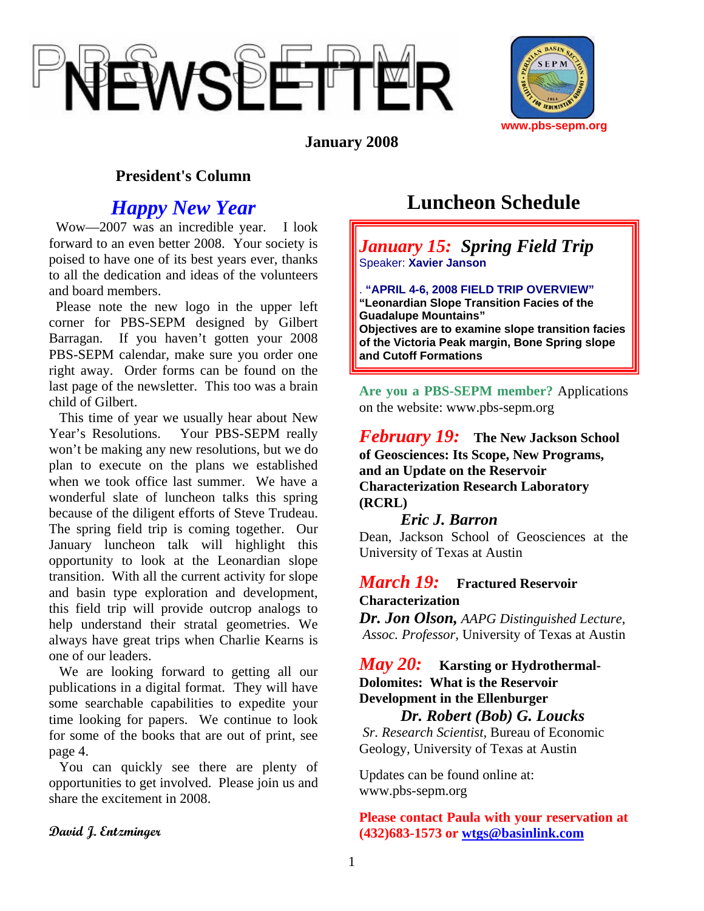# PBS-SEPM NEWSLETTER

www.pbs-sepm.org

**January 2008**

## President's Column

### *Happy New Year*

Wow—2007 was an incredible year. I look forward to an even better 2008. Your society is poised to have one of its best years ever, thanks to all the dedication and ideas of the volunteers and board members.

Please note the new logo in the upper left corner for PBS-SEPM designed by Gilbert Barragan. If you haven't gotten your 2008 PBS-SEPM calendar, make sure you order one right away. Order forms can be found on the last page of the newsletter. This too was a brain child of Gilbert.

This time of year we usually hear about New Year's Resolutions. Your PBS-SEPM really won't be making any new resolutions, but we do plan to execute on the plans we established when we took office last summer. We have a wonderful slate of luncheon talks this spring because of the diligent efforts of Steve Trudeau. The spring field trip is coming together. Our January luncheon talk will highlight this opportunity to look at the Leonardian slope transition. With all the current activity for slope and basin type exploration and development, this field trip will provide outcrop analogs to help understand their stratal geometries. We always have great trips when Charlie Kearns is one of our leaders.

We are looking forward to getting all our publications in a digital format. They will have some searchable capabilities to expedite your time looking for papers. We continue to look for some of the books that are out of print, see page 4.

You can quickly see there are plenty of opportunities to get involved. Please join us and share the excitement in 2008.

*David J. Entzminger*

## Luncheon Schedule

***January 15: Spring Field Trip***
Speaker: **Xavier Janson**

. **"APRIL 4-6, 2008 FIELD TRIP OVERVIEW"**
**"Leonardian Slope Transition Facies of the Guadalupe Mountains"**
**Objectives are to examine slope transition facies of the Victoria Peak margin, Bone Spring slope and Cutoff Formations**

**Are you a PBS-SEPM member?** Applications on the website: www.pbs-sepm.org

***February 19:*** **The New Jackson School of Geosciences: Its Scope, New Programs, and an Update on the Reservoir Characterization Research Laboratory (RCRL)**

*Eric J. Barron*
Dean, Jackson School of Geosciences at the University of Texas at Austin

***March 19:*** **Fractured Reservoir Characterization**
***Dr. Jon Olson,*** *AAPG Distinguished Lecture*, *Assoc. Professor*, University of Texas at Austin

***May 20:*** **Karsting or Hydrothermal-Dolomites: What is the Reservoir Development in the Ellenburger**

***Dr. Robert (Bob) G. Loucks***
*Sr. Research Scientist*, Bureau of Economic Geology, University of Texas at Austin

Updates can be found online at: www.pbs-sepm.org

**Please contact Paula with your reservation at (432)683-1573 or wtgs@basinlink.com**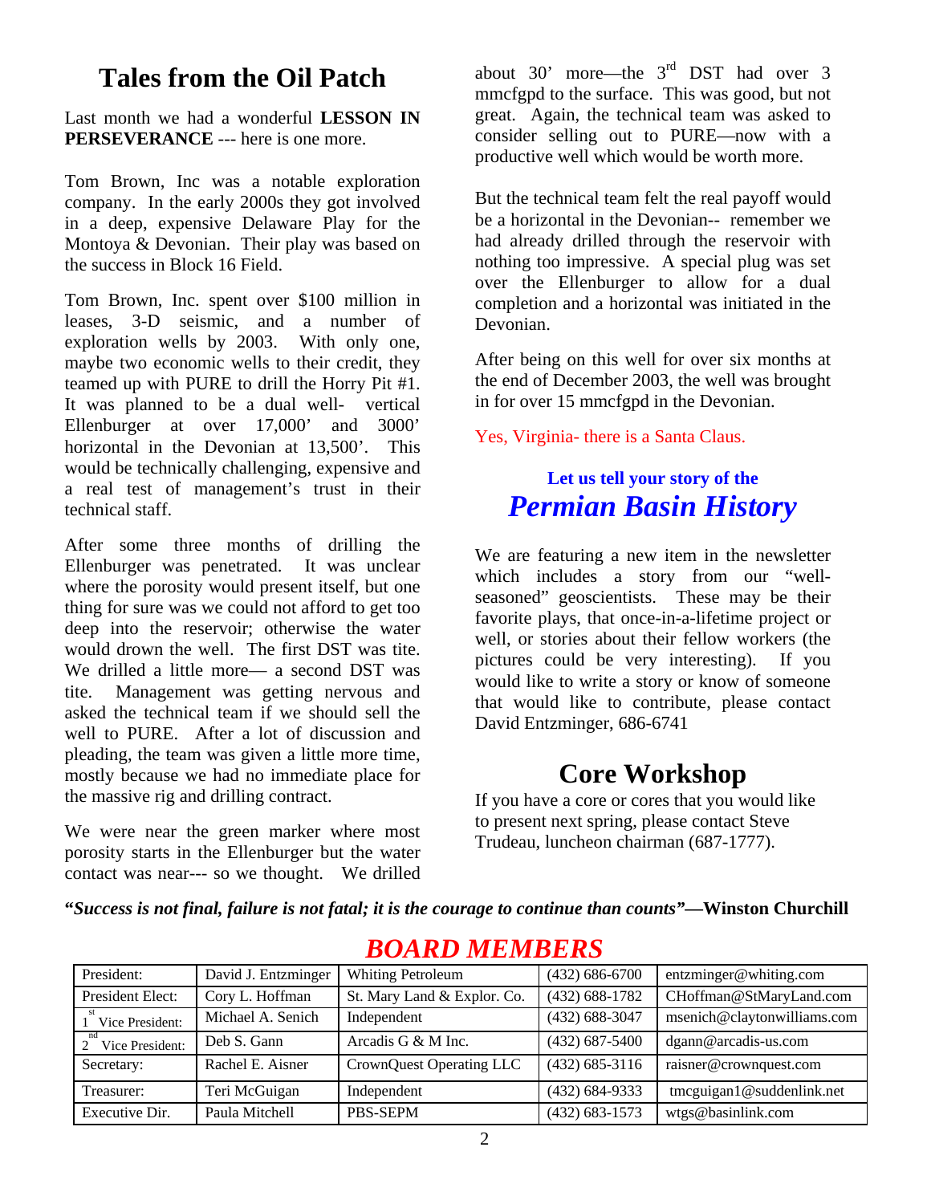## Tales from the Oil Patch

Last month we had a wonderful **LESSON IN PERSEVERANCE** --- here is one more.

Tom Brown, Inc was a notable exploration company. In the early 2000s they got involved in a deep, expensive Delaware Play for the Montoya & Devonian. Their play was based on the success in Block 16 Field.

Tom Brown, Inc. spent over $100 million in leases, 3-D seismic, and a number of exploration wells by 2003. With only one, maybe two economic wells to their credit, they teamed up with PURE to drill the Horry Pit #1. It was planned to be a dual well- vertical Ellenburger at over 17,000' and 3000' horizontal in the Devonian at 13,500'. This would be technically challenging, expensive and a real test of management's trust in their technical staff.

After some three months of drilling the Ellenburger was penetrated. It was unclear where the porosity would present itself, but one thing for sure was we could not afford to get too deep into the reservoir; otherwise the water would drown the well. The first DST was tite. We drilled a little more— a second DST was tite. Management was getting nervous and asked the technical team if we should sell the well to PURE. After a lot of discussion and pleading, the team was given a little more time, mostly because we had no immediate place for the massive rig and drilling contract.

We were near the green marker where most porosity starts in the Ellenburger but the water contact was near--- so we thought. We drilled about 30' more—the 3rd DST had over 3 mmcfgpd to the surface. This was good, but not great. Again, the technical team was asked to consider selling out to PURE—now with a productive well which would be worth more.

But the technical team felt the real payoff would be a horizontal in the Devonian-- remember we had already drilled through the reservoir with nothing too impressive. A special plug was set over the Ellenburger to allow for a dual completion and a horizontal was initiated in the Devonian.

After being on this well for over six months at the end of December 2003, the well was brought in for over 15 mmcfgpd in the Devonian.

Yes, Virginia- there is a Santa Claus.

### Let us tell your story of the *Permian Basin History*

We are featuring a new item in the newsletter which includes a story from our "well-seasoned" geoscientists. These may be their favorite plays, that once-in-a-lifetime project or well, or stories about their fellow workers (the pictures could be very interesting). If you would like to write a story or know of someone that would like to contribute, please contact David Entzminger, 686-6741

## Core Workshop

If you have a core or cores that you would like to present next spring, please contact Steve Trudeau, luncheon chairman (687-1777).

***"Success is not final, failure is not fatal; it is the courage to continue than counts"*—Winston Churchill**

## *BOARD MEMBERS*

| | | | | |
|---|---|---|---|---|
| President: | David J. Entzminger | Whiting Petroleum | (432) 686-6700 | entzminger@whiting.com |
| President Elect: | Cory L. Hoffman | St. Mary Land & Explor. Co. | (432) 688-1782 | CHoffman@StMaryLand.com |
| 1st Vice President: | Michael A. Senich | Independent | (432) 688-3047 | msenich@claytonwilliams.com |
| 2nd Vice President: | Deb S. Gann | Arcadis G & M Inc. | (432) 687-5400 | dgann@arcadis-us.com |
| Secretary: | Rachel E. Aisner | CrownQuest Operating LLC | (432) 685-3116 | raisner@crownquest.com |
| Treasurer: | Teri McGuigan | Independent | (432) 684-9333 | tmcguigan1@suddenlink.net |
| Executive Dir. | Paula Mitchell | PBS-SEPM | (432) 683-1573 | wtgs@basinlink.com |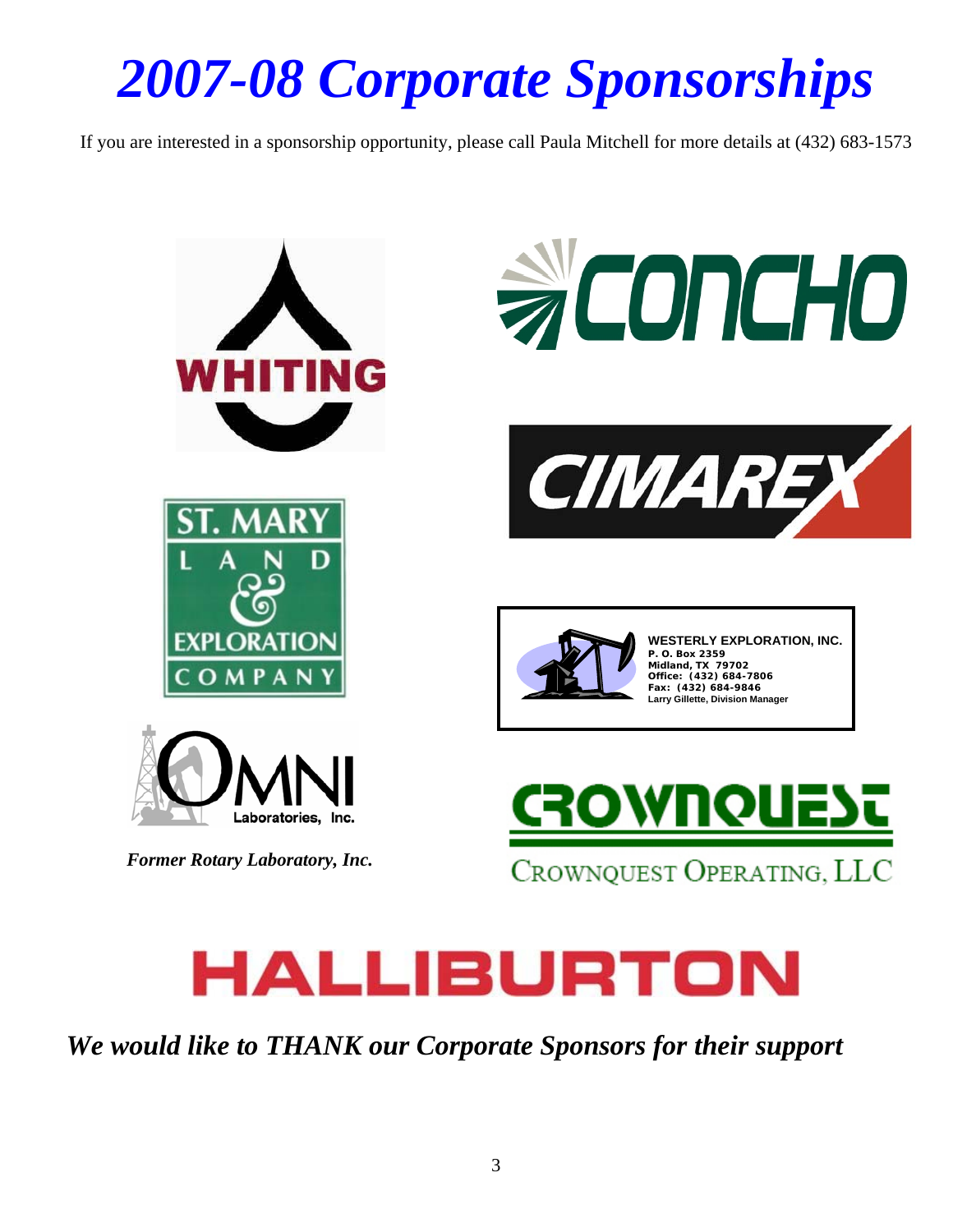# *2007-08 Corporate Sponsorships*

If you are interested in a sponsorship opportunity, please call Paula Mitchell for more details at (432) 683-1573

WHITING

CONCHO

CIMAREX

ST. MARY LAND & EXPLORATION COMPANY

**WESTERLY EXPLORATION, INC.**
**P. O. Box 2359**
**Midland, TX 79702**
**Office: (432) 684-7806**
**Fax: (432) 684-9846**
**Larry Gillette, Division Manager**

OMNI Laboratories, Inc.

***Former Rotary Laboratory, Inc.***

CROWNQUEST

CROWNQUEST OPERATING, LLC

HALLIBURTON

***We would like to THANK our Corporate Sponsors for their support***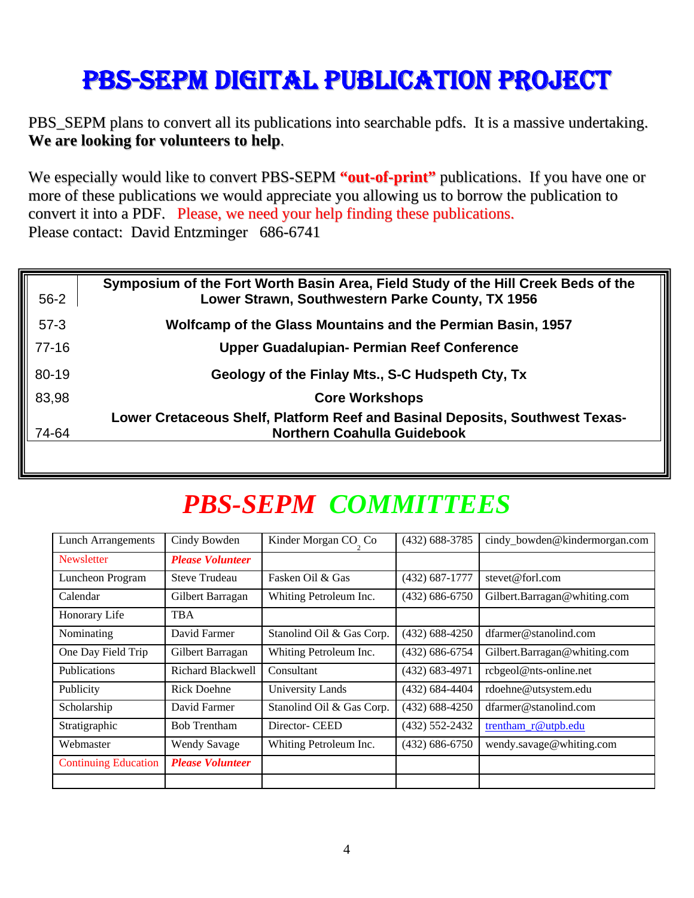# PBS-SEPM DIGITAL PUBLICATION PROJECT

PBS_SEPM plans to convert all its publications into searchable pdfs. It is a massive undertaking. **We are looking for volunteers to help**.

We especially would like to convert PBS-SEPM **"out-of-print"** publications. If you have one or more of these publications we would appreciate you allowing us to borrow the publication to convert it into a PDF. Please, we need your help finding these publications.
Please contact: David Entzminger 686-6741

| | |
|---|---|
| 56-2 | **Symposium of the Fort Worth Basin Area, Field Study of the Hill Creek Beds of the Lower Strawn, Southwestern Parke County, TX 1956** |
| 57-3 | **Wolfcamp of the Glass Mountains and the Permian Basin, 1957** |
| 77-16 | **Upper Guadalupian- Permian Reef Conference** |
| 80-19 | **Geology of the Finlay Mts., S-C Hudspeth Cty, Tx** |
| 83,98 | **Core Workshops** |
| 74-64 | **Lower Cretaceous Shelf, Platform Reef and Basinal Deposits, Southwest Texas-Northern Coahulla Guidebook** |

# *PBS-SEPM COMMITTEES*

| | | | | |
|---|---|---|---|---|
| Lunch Arrangements | Cindy Bowden | Kinder Morgan $CO_2$ Co | (432) 688-3785 | cindy_bowden@kindermorgan.com |
| Newsletter | ***Please Volunteer*** | | | |
| Luncheon Program | Steve Trudeau | Fasken Oil & Gas | (432) 687-1777 | stevet@forl.com |
| Calendar | Gilbert Barragan | Whiting Petroleum Inc. | (432) 686-6750 | Gilbert.Barragan@whiting.com |
| Honorary Life | TBA | | | |
| Nominating | David Farmer | Stanolind Oil & Gas Corp. | (432) 688-4250 | dfarmer@stanolind.com |
| One Day Field Trip | Gilbert Barragan | Whiting Petroleum Inc. | (432) 686-6754 | Gilbert.Barragan@whiting.com |
| Publications | Richard Blackwell | Consultant | (432) 683-4971 | rcbgeol@nts-online.net |
| Publicity | Rick Doehne | University Lands | (432) 684-4404 | rdoehne@utsystem.edu |
| Scholarship | David Farmer | Stanolind Oil & Gas Corp. | (432) 688-4250 | dfarmer@stanolind.com |
| Stratigraphic | Bob Trentham | Director- CEED | (432) 552-2432 | trentham_r@utpb.edu |
| Webmaster | Wendy Savage | Whiting Petroleum Inc. | (432) 686-6750 | wendy.savage@whiting.com |
| Continuing Education | ***Please Volunteer*** | | | |
| | | | | |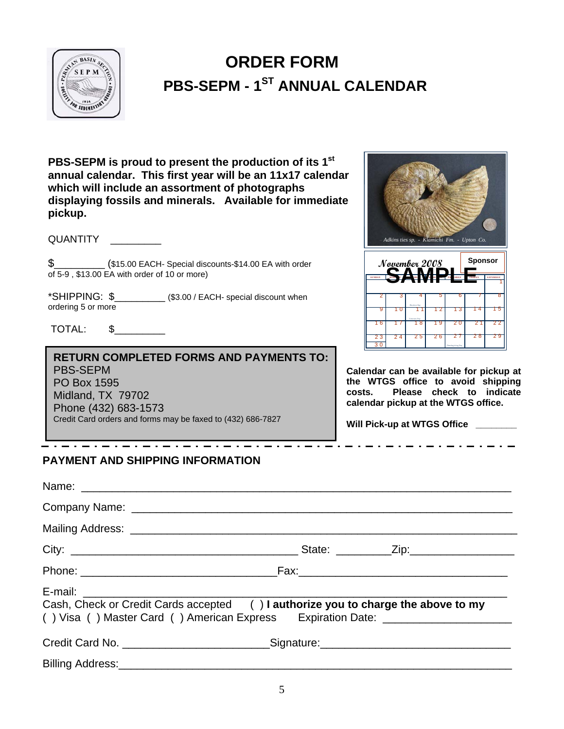# ORDER FORM

## PBS-SEPM - 1ST ANNUAL CALENDAR

**PBS-SEPM is proud to present the production of its 1st annual calendar. This first year will be an 11x17 calendar which will include an assortment of photographs displaying fossils and minerals. Available for immediate pickup.**

QUANTITY _________

$_________ ($15.00 EACH- Special discounts-$14.00 EA with order of 5-9 , $13.00 EA with order of 10 or more)

*SHIPPING: $_________ ($3.00 / EACH- special discount when ordering 5 or more

TOTAL: $_________

*Adkins ties sp. - Kiamichi Fm. - Upton Co.*

November 2008 SAMPLE Sponsor

**RETURN COMPLETED FORMS AND PAYMENTS TO:**
PBS-SEPM
PO Box 1595
Midland, TX 79702
Phone (432) 683-1573
Credit Card orders and forms may be faxed to (432) 686-7827

**Calendar can be available for pickup at the WTGS office to avoid shipping costs. Please check to indicate calendar pickup at the WTGS office.**

**Will Pick-up at WTGS Office** ________

---

### PAYMENT AND SHIPPING INFORMATION

Name: ______________________________________________________________________

Company Name: ______________________________________________________________

Mailing Address: _____________________________________________________________

City: ____________________________________ State: _________Zip:________________

Phone: _______________________________Fax:_________________________________

E-mail: ______________________________________________________________________

Cash, Check or Credit Cards accepted ( ) **I authorize you to charge the above to my**
( ) Visa ( ) Master Card ( ) American Express Expiration Date: _____________________

Credit Card No. _______________________Signature:______________________________

Billing Address:_______________________________________________________________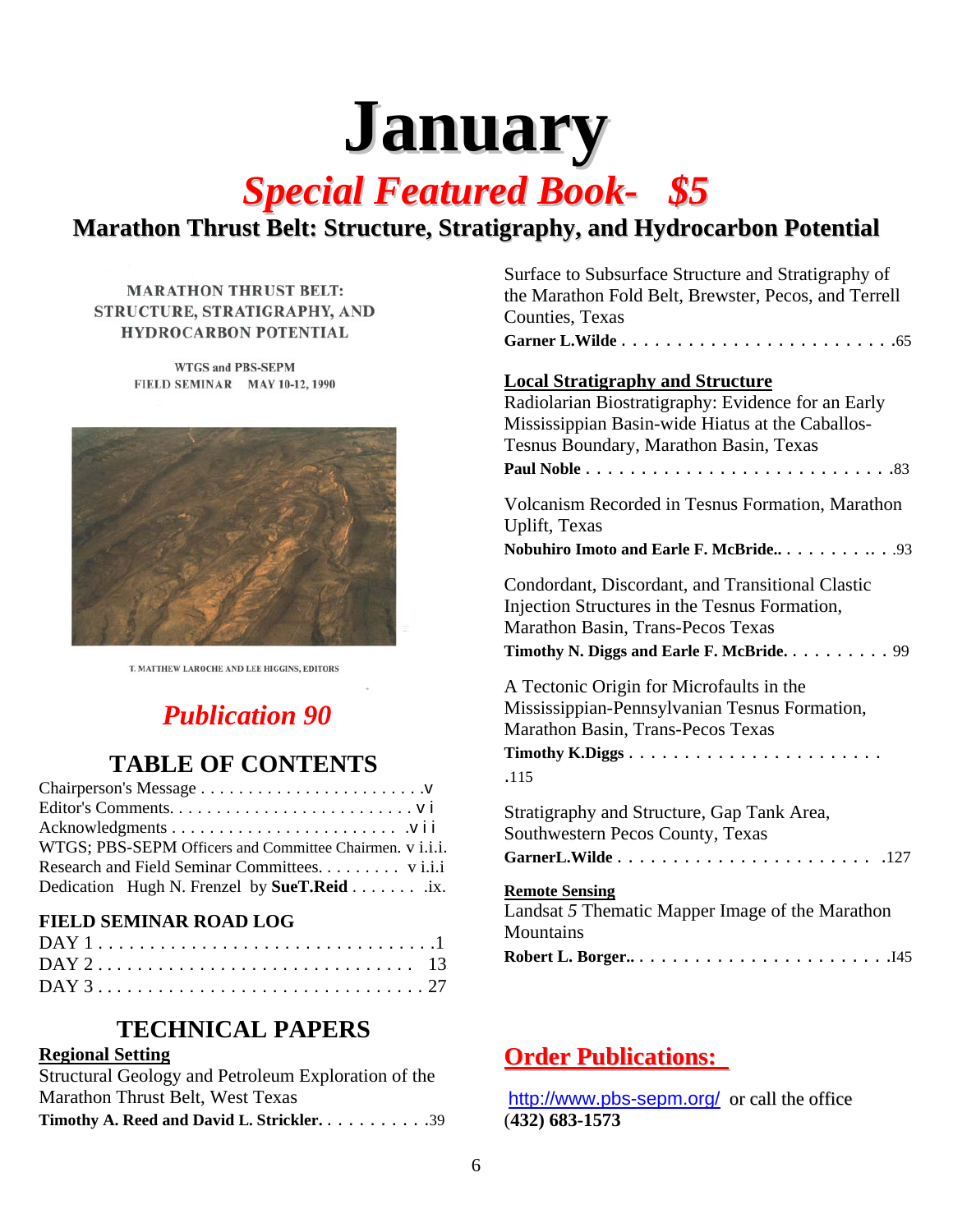# January

## *Special Featured Book- $5*

### Marathon Thrust Belt: Structure, Stratigraphy, and Hydrocarbon Potential

MARATHON THRUST BELT: STRUCTURE, STRATIGRAPHY, AND HYDROCARBON POTENTIAL

WTGS and PBS-SEPM
FIELD SEMINAR MAY 10-12, 1990

T. MATTHEW LAROCHE AND LEE HIGGINS, EDITORS

## *Publication 90*

## TABLE OF CONTENTS

Chairperson's Message . . . . . . . . . . . . . . . . . . . . . . . .v
Editor's Comments. . . . . . . . . . . . . . . . . . . . . . . . . . v i
Acknowledgments . . . . . . . . . . . . . . . . . . . . . . . . . .v i i
WTGS; PBS-SEPM Officers and Committee Chairmen. v i.i.i.
Research and Field Seminar Committees. . . . . . . . . v i.i.i
Dedication Hugh N. Frenzel by **SueT.Reid** . . . . . . . .ix.

### FIELD SEMINAR ROAD LOG

DAY 1 . . . . . . . . . . . . . . . . . . . . . . . . . . . . . . . . .1
DAY 2 . . . . . . . . . . . . . . . . . . . . . . . . . . . . . . . . 13
DAY 3 . . . . . . . . . . . . . . . . . . . . . . . . . . . . . . . . 27

## TECHNICAL PAPERS

**Regional Setting**

Structural Geology and Petroleum Exploration of the Marathon Thrust Belt, West Texas
**Timothy A. Reed and David L. Strickler.** . . . . . . . . . . .39

Surface to Subsurface Structure and Stratigraphy of the Marathon Fold Belt, Brewster, Pecos, and Terrell Counties, Texas
**Garner L.Wilde** . . . . . . . . . . . . . . . . . . . . . . . . .65

**Local Stratigraphy and Structure**

Radiolarian Biostratigraphy: Evidence for an Early Mississippian Basin-wide Hiatus at the Caballos-Tesnus Boundary, Marathon Basin, Texas
**Paul Noble** . . . . . . . . . . . . . . . . . . . . . . . . . . .83

Volcanism Recorded in Tesnus Formation, Marathon Uplift, Texas
**Nobuhiro Imoto and Earle F. McBride.**. . . . . . . . . .. . .93

Condordant, Discordant, and Transitional Clastic Injection Structures in the Tesnus Formation, Marathon Basin, Trans-Pecos Texas
**Timothy N. Diggs and Earle F. McBride.** . . . . . . . . . . 99

A Tectonic Origin for Microfaults in the Mississippian-Pennsylvanian Tesnus Formation, Marathon Basin, Trans-Pecos Texas
**Timothy K.Diggs** . . . . . . . . . . . . . . . . . . . . . . . .115

Stratigraphy and Structure, Gap Tank Area, Southwestern Pecos County, Texas
**GarnerL.Wilde** . . . . . . . . . . . . . . . . . . . . . . . .127

**Remote Sensing**

Landsat *5* Thematic Mapper Image of the Marathon Mountains
**Robert L. Borger.**. . . . . . . . . . . . . . . . . . . . . . . .I45

## Order Publications:

http://www.pbs-sepm.org/ or call the office
**(432) 683-1573**